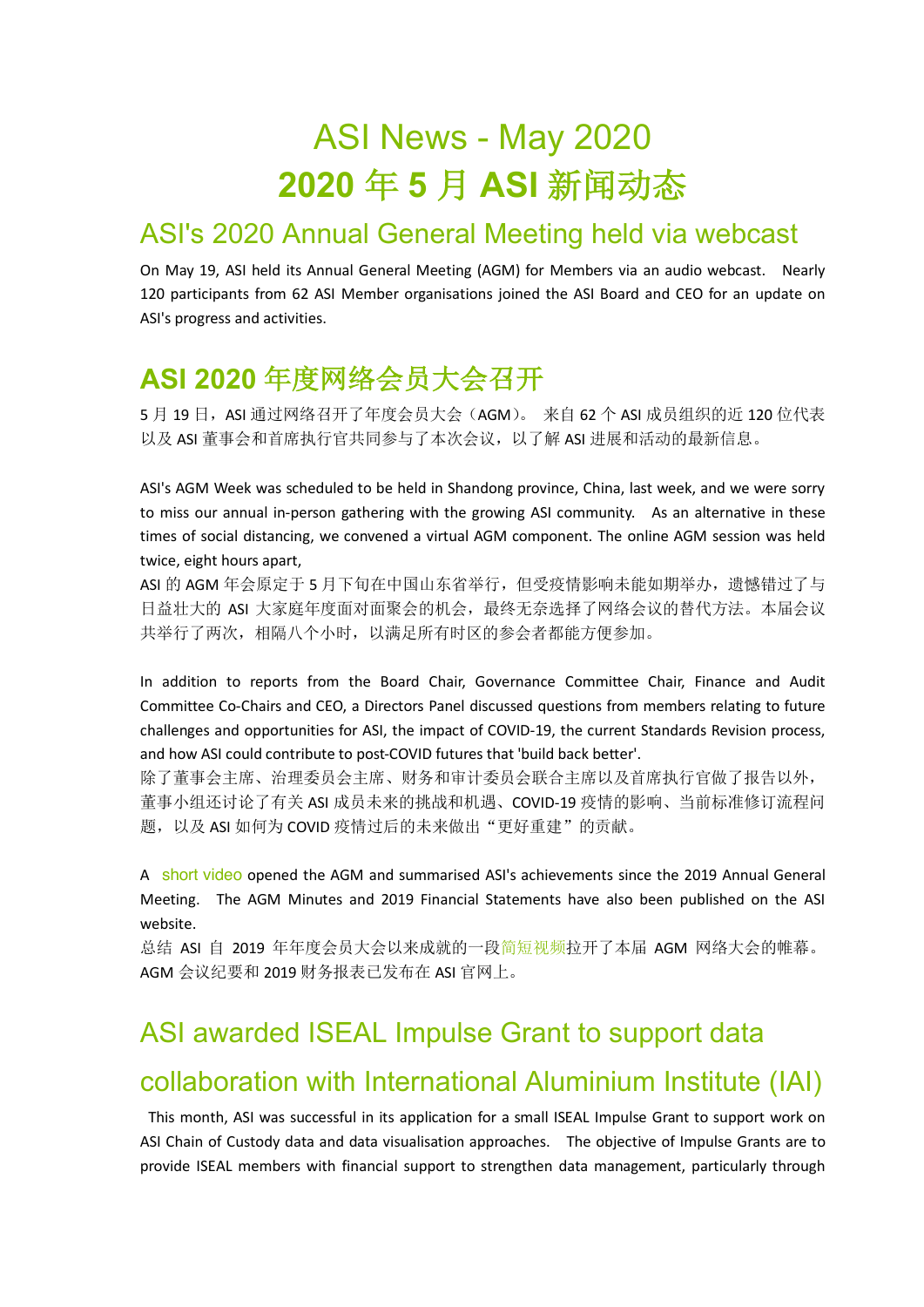# ASI News - May 2020
# 2020 年 5 月 ASI 新闻动态

## ASI's 2020 Annual General Meeting held via webcast

On May 19, ASI held its Annual General Meeting (AGM) for Members via an audio webcast. Nearly 120 participants from 62 ASI Member organisations joined the ASI Board and CEO for an update on ASI's progress and activities.

## ASI 2020 年度网络会员大会召开

5 月 19 日，ASI 通过网络召开了年度会员大会（AGM）。 来自 62 个 ASI 成员组织的近 120 位代表以及 ASI 董事会和首席执行官共同参与了本次会议，以了解 ASI 进展和活动的最新信息。

ASI's AGM Week was scheduled to be held in Shandong province, China, last week, and we were sorry to miss our annual in-person gathering with the growing ASI community. As an alternative in these times of social distancing, we convened a virtual AGM component. The online AGM session was held twice, eight hours apart,

ASI 的 AGM 年会原定于 5 月下旬在中国山东省举行，但受疫情影响未能如期举办，遗憾错过了与日益壮大的 ASI 大家庭年度面对面聚会的机会，最终无奈选择了网络会议的替代方法。本届会议共举行了两次，相隔八个小时，以满足所有时区的参会者都能方便参加。

In addition to reports from the Board Chair, Governance Committee Chair, Finance and Audit Committee Co-Chairs and CEO, a Directors Panel discussed questions from members relating to future challenges and opportunities for ASI, the impact of COVID-19, the current Standards Revision process, and how ASI could contribute to post-COVID futures that 'build back better'.

除了董事会主席、治理委员会主席、财务和审计委员会联合主席以及首席执行官做了报告以外，董事小组还讨论了有关 ASI 成员未来的挑战和机遇、COVID-19 疫情的影响、当前标准修订流程问题，以及 ASI 如何为 COVID 疫情过后的未来做出"更好重建"的贡献。

A short video opened the AGM and summarised ASI's achievements since the 2019 Annual General Meeting. The AGM Minutes and 2019 Financial Statements have also been published on the ASI website.

总结 ASI 自 2019 年年度会员大会以来成就的一段简短视频拉开了本届 AGM 网络大会的帷幕。AGM 会议纪要和 2019 财务报表已发布在 ASI 官网上。

## ASI awarded ISEAL Impulse Grant to support data collaboration with International Aluminium Institute (IAI)

This month, ASI was successful in its application for a small ISEAL Impulse Grant to support work on ASI Chain of Custody data and data visualisation approaches. The objective of Impulse Grants are to provide ISEAL members with financial support to strengthen data management, particularly through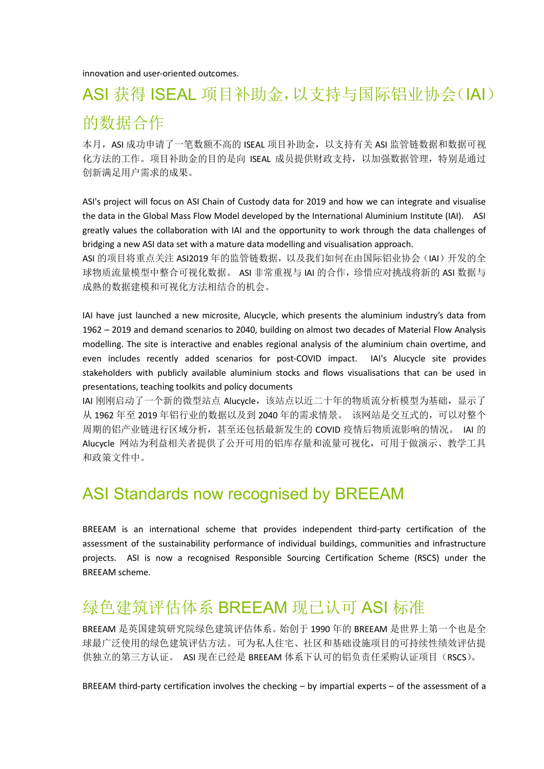innovation and user-oriented outcomes.

## ASI 获得 ISEAL 项目补助金，以支持与国际铝业协会（IAI）的数据合作

本月，ASI 成功申请了一笔数额不高的 ISEAL 项目补助金，以支持有关 ASI 监管链数据和数据可视化方法的工作。项目补助金的目的是向 ISEAL 成员提供财政支持，以加强数据管理，特别是通过创新满足用户需求的成果。

ASI's project will focus on ASI Chain of Custody data for 2019 and how we can integrate and visualise the data in the Global Mass Flow Model developed by the International Aluminium Institute (IAI). ASI greatly values the collaboration with IAI and the opportunity to work through the data challenges of bridging a new ASI data set with a mature data modelling and visualisation approach.
ASI 的项目将重点关注 ASI2019 年的监管链数据，以及我们如何在由国际铝业协会（IAI）开发的全球物质流量模型中整合可视化数据。 ASI 非常重视与 IAI 的合作，珍惜应对挑战将新的 ASI 数据与成熟的数据建模和可视化方法相结合的机会。

IAI have just launched a new microsite, Alucycle, which presents the aluminium industry's data from 1962 – 2019 and demand scenarios to 2040, building on almost two decades of Material Flow Analysis modelling. The site is interactive and enables regional analysis of the aluminium chain overtime, and even includes recently added scenarios for post-COVID impact. IAI's Alucycle site provides stakeholders with publicly available aluminium stocks and flows visualisations that can be used in presentations, teaching toolkits and policy documents
IAI 刚刚启动了一个新的微型站点 Alucycle，该站点以近二十年的物质流分析模型为基础，显示了从 1962 年至 2019 年铝行业的数据以及到 2040 年的需求情景。 该网站是交互式的，可以对整个周期的铝产业链进行区域分析，甚至还包括最新发生的 COVID 疫情后物质流影响的情况。 IAI 的 Alucycle 网站为利益相关者提供了公开可用的铝库存量和流量可视化，可用于做演示、教学工具和政策文件中。

## ASI Standards now recognised by BREEAM

BREEAM is an international scheme that provides independent third-party certification of the assessment of the sustainability performance of individual buildings, communities and infrastructure projects. ASI is now a recognised Responsible Sourcing Certification Scheme (RSCS) under the BREEAM scheme.

## 绿色建筑评估体系 BREEAM 现已认可 ASI 标准

BREEAM 是英国建筑研究院绿色建筑评估体系。始创于 1990 年的 BREEAM 是世界上第一个也是全球最广泛使用的绿色建筑评估方法。可为私人住宅、社区和基础设施项目的可持续性绩效评估提供独立的第三方认证。 ASI 现在已经是 BREEAM 体系下认可的铝负责任采购认证项目（RSCS）。

BREEAM third-party certification involves the checking – by impartial experts – of the assessment of a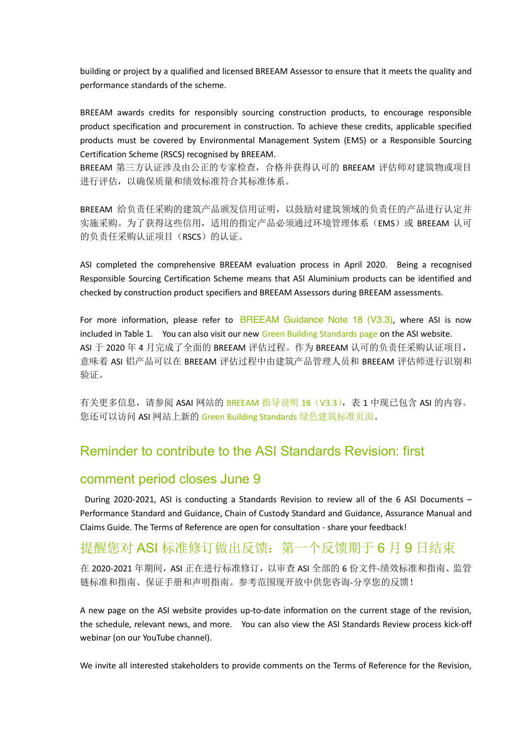building or project by a qualified and licensed BREEAM Assessor to ensure that it meets the quality and performance standards of the scheme.

BREEAM awards credits for responsibly sourcing construction products, to encourage responsible product specification and procurement in construction. To achieve these credits, applicable specified products must be covered by Environmental Management System (EMS) or a Responsible Sourcing Certification Scheme (RSCS) recognised by BREEAM.
BREEAM 第三方认证涉及由公正的专家检查，合格并获得认可的 BREEAM 评估师对建筑物或项目进行评估，以确保质量和绩效标准符合其标准体系。

BREEAM 给负责任采购的建筑产品颁发信用证明，以鼓励对建筑领域的负责任的产品进行认定并实施采购。为了获得这些信用，适用的指定产品必须通过环境管理体系（EMS）或 BREEAM 认可的负责任采购认证项目（RSCS）的认证。

ASI completed the comprehensive BREEAM evaluation process in April 2020. Being a recognised Responsible Sourcing Certification Scheme means that ASI Aluminium products can be identified and checked by construction product specifiers and BREEAM Assessors during BREEAM assessments.

For more information, please refer to BREEAM Guidance Note 18 (V3.3), where ASI is now included in Table 1. You can also visit our new Green Building Standards page on the ASI website.
ASI 于 2020 年 4 月完成了全面的 BREEAM 评估过程。作为 BREEAM 认可的负责任采购认证项目，意味着 ASI 铝产品可以在 BREEAM 评估过程中由建筑产品管理人员和 BREEAM 评估师进行识别和验证。

有关更多信息，请参阅 ASAI 网站的 BREEAM 指导说明 18（V3.3），表 1 中现已包含 ASI 的内容。您还可以访问 ASI 网站上新的 Green Building Standards 绿色建筑标准页面。

## Reminder to contribute to the ASI Standards Revision: first comment period closes June 9

During 2020-2021, ASI is conducting a Standards Revision to review all of the 6 ASI Documents – Performance Standard and Guidance, Chain of Custody Standard and Guidance, Assurance Manual and Claims Guide. The Terms of Reference are open for consultation - share your feedback!

## 提醒您对 ASI 标准修订做出反馈：第一个反馈期于 6 月 9 日结束

在 2020-2021 年期间，ASI 正在进行标准修订，以审查 ASI 全部的 6 份文件-绩效标准和指南、监管链标准和指南、保证手册和声明指南。参考范围现开放中供您咨询-分享您的反馈！

A new page on the ASI website provides up-to-date information on the current stage of the revision, the schedule, relevant news, and more. You can also view the ASI Standards Review process kick-off webinar (on our YouTube channel).

We invite all interested stakeholders to provide comments on the Terms of Reference for the Revision,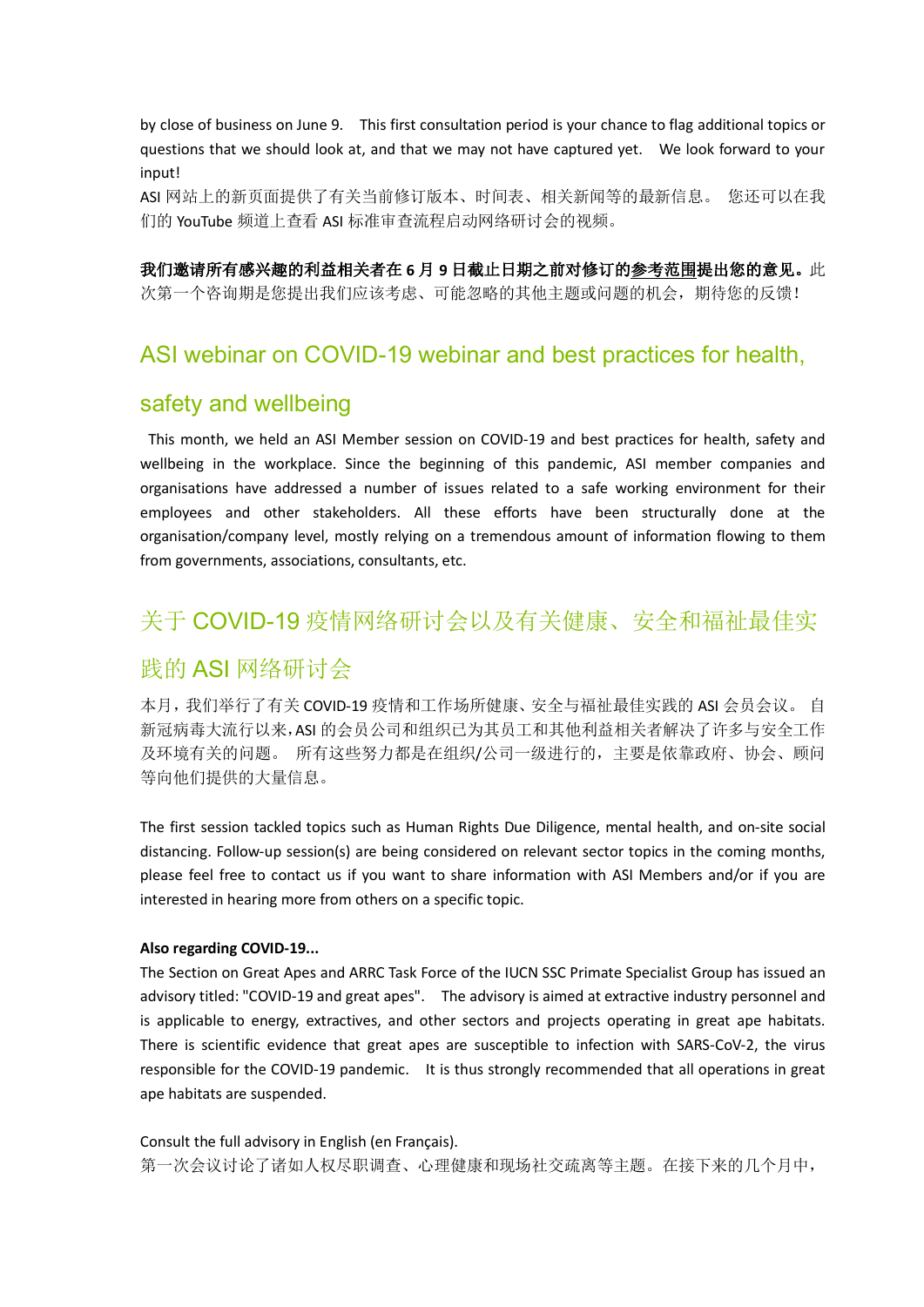by close of business on June 9. This first consultation period is your chance to flag additional topics or questions that we should look at, and that we may not have captured yet. We look forward to your input!

ASI 网站上的新页面提供了有关当前修订版本、时间表、相关新闻等的最新信息。 您还可以在我们的 YouTube 频道上查看 ASI 标准审查流程启动网络研讨会的视频。

**我们邀请所有感兴趣的利益相关者在 6 月 9 日截止日期之前对修订的参考范围提出您的意见。**此次第一个咨询期是您提出我们应该考虑、可能忽略的其他主题或问题的机会，期待您的反馈！

## ASI webinar on COVID-19 webinar and best practices for health, safety and wellbeing

This month, we held an ASI Member session on COVID-19 and best practices for health, safety and wellbeing in the workplace. Since the beginning of this pandemic, ASI member companies and organisations have addressed a number of issues related to a safe working environment for their employees and other stakeholders. All these efforts have been structurally done at the organisation/company level, mostly relying on a tremendous amount of information flowing to them from governments, associations, consultants, etc.

## 关于 COVID-19 疫情网络研讨会以及有关健康、安全和福祉最佳实践的 ASI 网络研讨会

本月，我们举行了有关 COVID-19 疫情和工作场所健康、安全与福祉最佳实践的 ASI 会员会议。 自新冠病毒大流行以来，ASI 的会员公司和组织已为其员工和其他利益相关者解决了许多与安全工作及环境有关的问题。 所有这些努力都是在组织/公司一级进行的，主要是依靠政府、协会、顾问等向他们提供的大量信息。

The first session tackled topics such as Human Rights Due Diligence, mental health, and on-site social distancing. Follow-up session(s) are being considered on relevant sector topics in the coming months, please feel free to contact us if you want to share information with ASI Members and/or if you are interested in hearing more from others on a specific topic.

**Also regarding COVID-19...**

The Section on Great Apes and ARRC Task Force of the IUCN SSC Primate Specialist Group has issued an advisory titled: "COVID-19 and great apes". The advisory is aimed at extractive industry personnel and is applicable to energy, extractives, and other sectors and projects operating in great ape habitats. There is scientific evidence that great apes are susceptible to infection with SARS-CoV-2, the virus responsible for the COVID-19 pandemic. It is thus strongly recommended that all operations in great ape habitats are suspended.

Consult the full advisory in English (en Français).

第一次会议讨论了诸如人权尽职调查、心理健康和现场社交疏离等主题。在接下来的几个月中，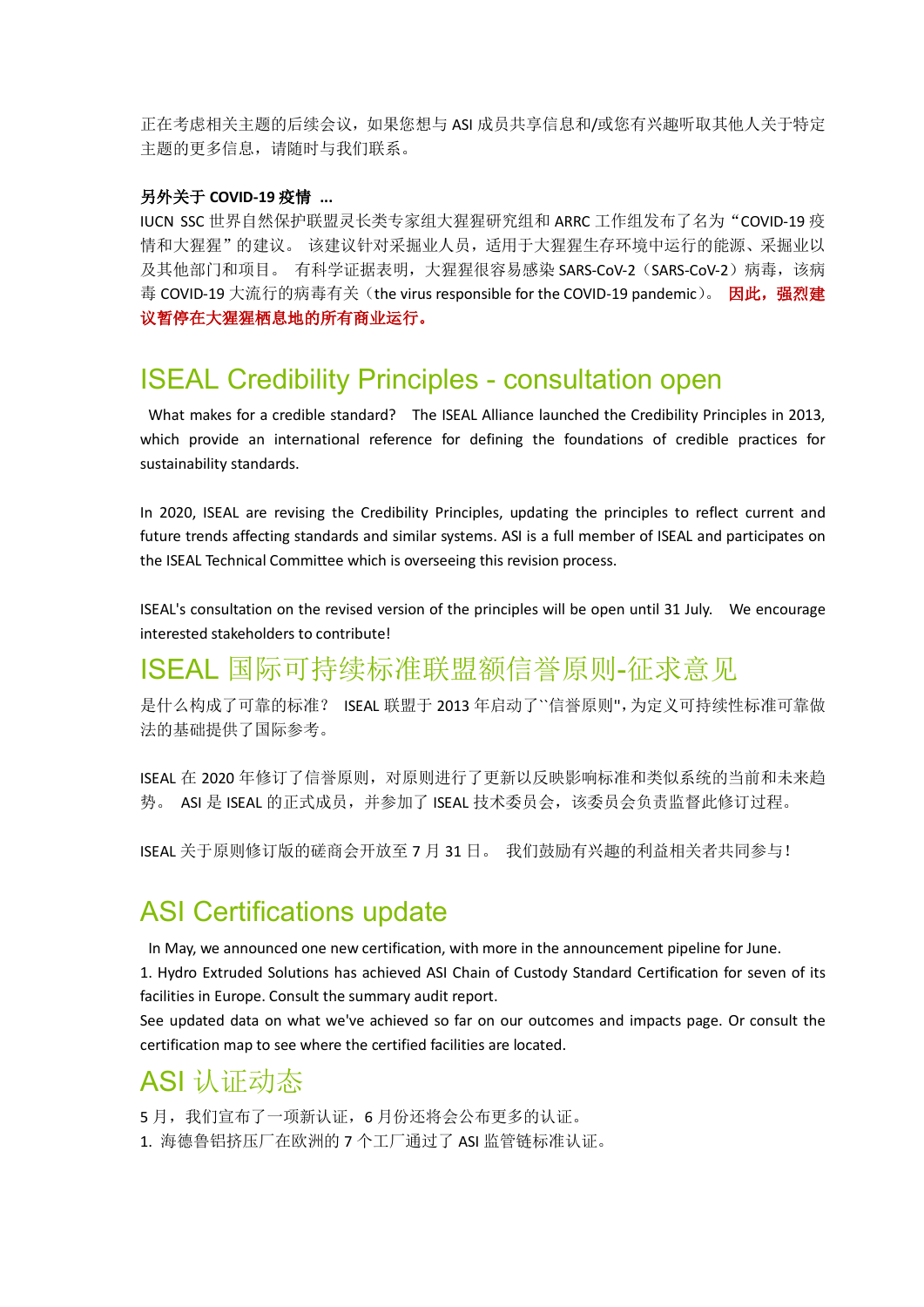正在考虑相关主题的后续会议，如果您想与 ASI 成员共享信息和/或您有兴趣听取其他人关于特定主题的更多信息，请随时与我们联系。

**另外关于 COVID-19 疫情 ...**

IUCN SSC 世界自然保护联盟灵长类专家组大猩猩研究组和 ARRC 工作组发布了名为"COVID-19 疫情和大猩猩"的建议。 该建议针对采掘业人员，适用于大猩猩生存环境中运行的能源、采掘业以及其他部门和项目。 有科学证据表明，大猩猩很容易感染 SARS-CoV-2（SARS-CoV-2）病毒，该病毒 COVID-19 大流行的病毒有关（the virus responsible for the COVID-19 pandemic）。 **因此，强烈建议暂停在大猩猩栖息地的所有商业运行。**

## ISEAL Credibility Principles - consultation open

What makes for a credible standard? The ISEAL Alliance launched the Credibility Principles in 2013, which provide an international reference for defining the foundations of credible practices for sustainability standards.

In 2020, ISEAL are revising the Credibility Principles, updating the principles to reflect current and future trends affecting standards and similar systems. ASI is a full member of ISEAL and participates on the ISEAL Technical Committee which is overseeing this revision process.

ISEAL's consultation on the revised version of the principles will be open until 31 July. We encourage interested stakeholders to contribute!

## ISEAL 国际可持续标准联盟额信誉原则-征求意见

是什么构成了可靠的标准？ ISEAL 联盟于 2013 年启动了``信誉原则",为定义可持续性标准可靠做法的基础提供了国际参考。

ISEAL 在 2020 年修订了信誉原则，对原则进行了更新以反映影响标准和类似系统的当前和未来趋势。 ASI 是 ISEAL 的正式成员，并参加了 ISEAL 技术委员会，该委员会负责监督此修订过程。

ISEAL 关于原则修订版的磋商会开放至 7 月 31 日。 我们鼓励有兴趣的利益相关者共同参与！

## ASI Certifications update

In May, we announced one new certification, with more in the announcement pipeline for June.

1. Hydro Extruded Solutions has achieved ASI Chain of Custody Standard Certification for seven of its facilities in Europe. Consult the summary audit report.

See updated data on what we've achieved so far on our outcomes and impacts page. Or consult the certification map to see where the certified facilities are located.

## ASI 认证动态

5 月，我们宣布了一项新认证，6 月份还将会公布更多的认证。

1. 海德鲁铝挤压厂在欧洲的 7 个工厂通过了 ASI 监管链标准认证。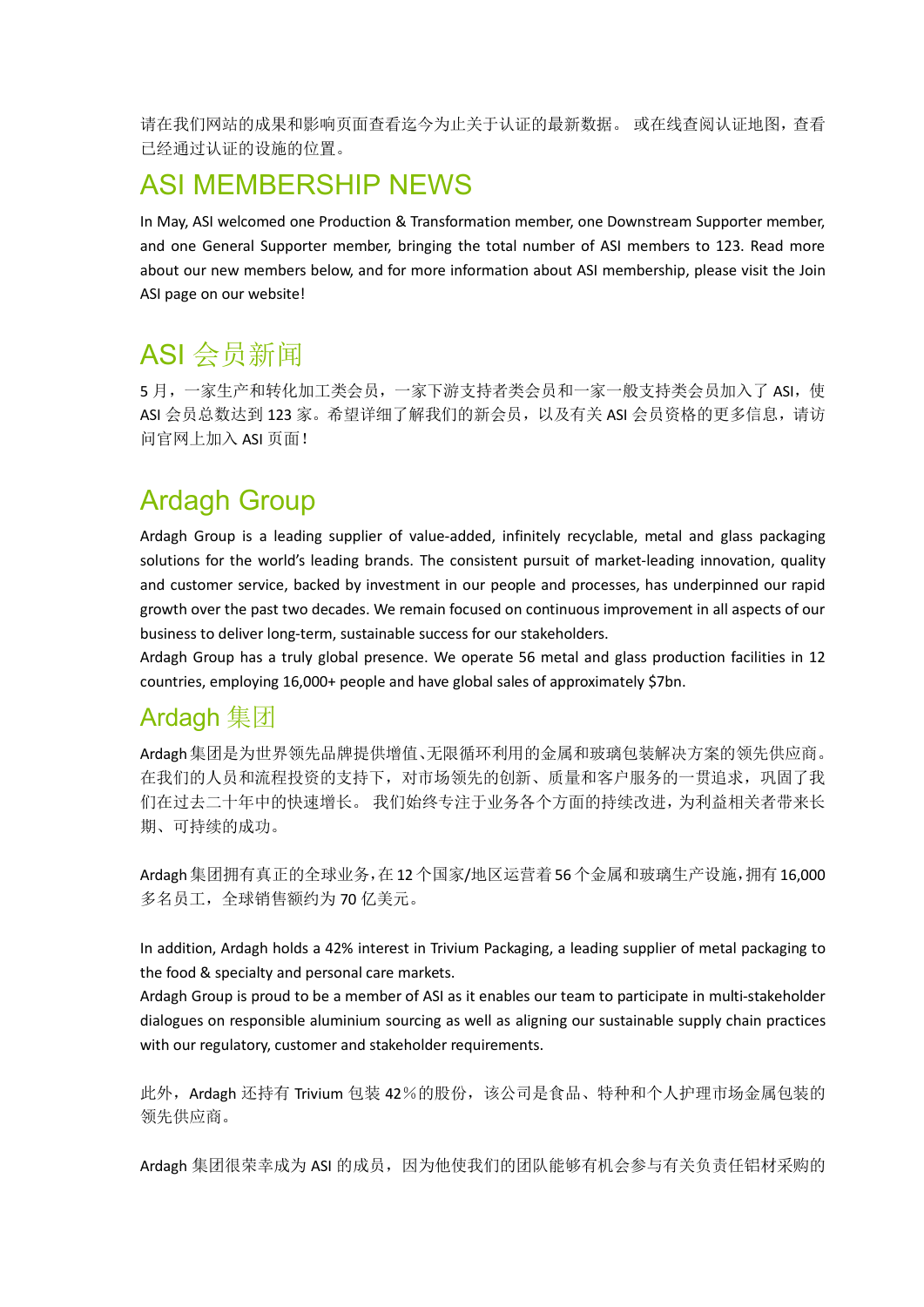请在我们网站的成果和影响页面查看迄今为止关于认证的最新数据。 或在线查阅认证地图，查看已经通过认证的设施的位置。

## ASI MEMBERSHIP NEWS

In May, ASI welcomed one Production & Transformation member, one Downstream Supporter member, and one General Supporter member, bringing the total number of ASI members to 123. Read more about our new members below, and for more information about ASI membership, please visit the Join ASI page on our website!

## ASI 会员新闻

5 月，一家生产和转化加工类会员，一家下游支持者类会员和一家一般支持类会员加入了 ASI，使 ASI 会员总数达到 123 家。希望详细了解我们的新会员，以及有关 ASI 会员资格的更多信息，请访问官网上加入 ASI 页面！

## Ardagh Group

Ardagh Group is a leading supplier of value-added, infinitely recyclable, metal and glass packaging solutions for the world's leading brands. The consistent pursuit of market-leading innovation, quality and customer service, backed by investment in our people and processes, has underpinned our rapid growth over the past two decades. We remain focused on continuous improvement in all aspects of our business to deliver long-term, sustainable success for our stakeholders.

Ardagh Group has a truly global presence. We operate 56 metal and glass production facilities in 12 countries, employing 16,000+ people and have global sales of approximately $7bn.

## Ardagh 集团

Ardagh 集团是为世界领先品牌提供增值、无限循环利用的金属和玻璃包装解决方案的领先供应商。在我们的人员和流程投资的支持下，对市场领先的创新、质量和客户服务的一贯追求，巩固了我们在过去二十年中的快速增长。 我们始终专注于业务各个方面的持续改进，为利益相关者带来长期、可持续的成功。

Ardagh 集团拥有真正的全球业务，在 12 个国家/地区运营着 56 个金属和玻璃生产设施，拥有 16,000 多名员工，全球销售额约为 70 亿美元。

In addition, Ardagh holds a 42% interest in Trivium Packaging, a leading supplier of metal packaging to the food & specialty and personal care markets.

Ardagh Group is proud to be a member of ASI as it enables our team to participate in multi-stakeholder dialogues on responsible aluminium sourcing as well as aligning our sustainable supply chain practices with our regulatory, customer and stakeholder requirements.

此外，Ardagh 还持有 Trivium 包装 42％的股份，该公司是食品、特种和个人护理市场金属包装的领先供应商。

Ardagh 集团很荣幸成为 ASI 的成员，因为他使我们的团队能够有机会参与有关负责任铝材采购的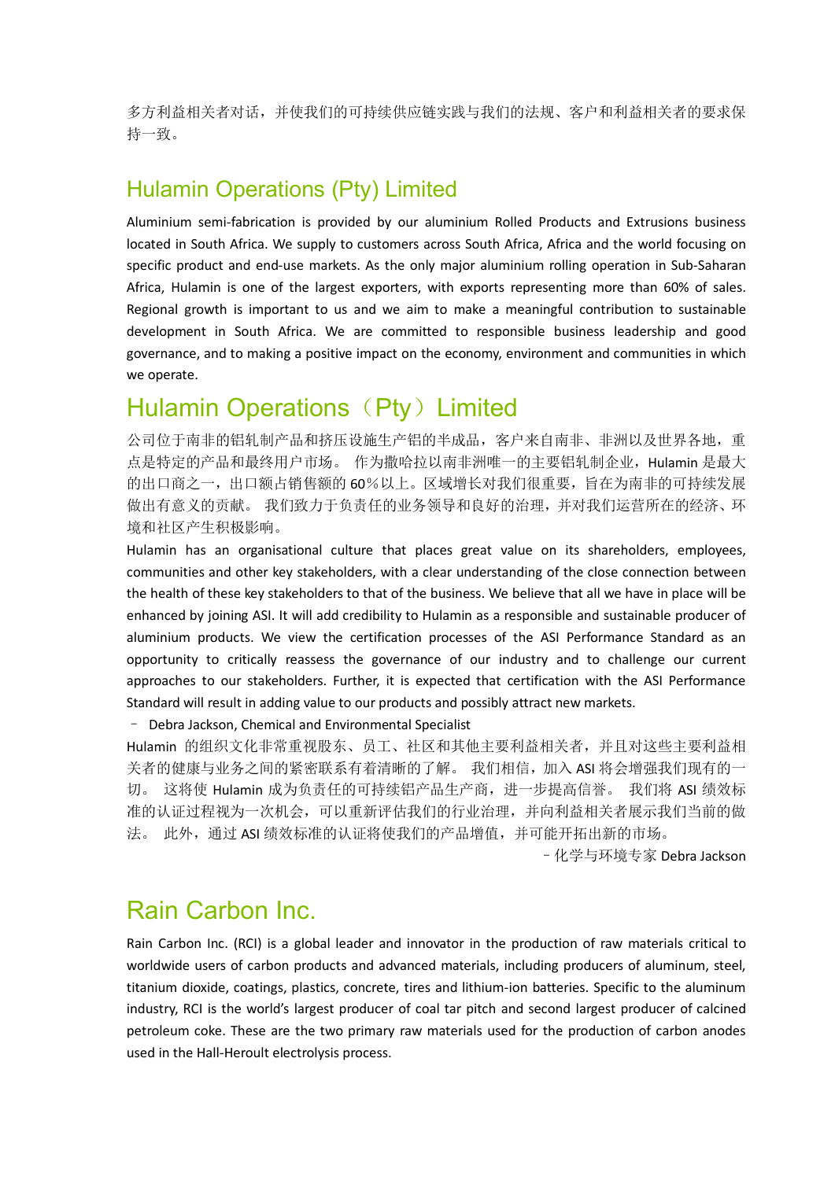多方利益相关者对话，并使我们的可持续供应链实践与我们的法规、客户和利益相关者的要求保持一致。

## Hulamin Operations (Pty) Limited

Aluminium semi-fabrication is provided by our aluminium Rolled Products and Extrusions business located in South Africa. We supply to customers across South Africa, Africa and the world focusing on specific product and end-use markets. As the only major aluminium rolling operation in Sub-Saharan Africa, Hulamin is one of the largest exporters, with exports representing more than 60% of sales. Regional growth is important to us and we aim to make a meaningful contribution to sustainable development in South Africa. We are committed to responsible business leadership and good governance, and to making a positive impact on the economy, environment and communities in which we operate.

## Hulamin Operations（Pty）Limited

公司位于南非的铝轧制产品和挤压设施生产铝的半成品，客户来自南非、非洲以及世界各地，重点是特定的产品和最终用户市场。 作为撒哈拉以南非洲唯一的主要铝轧制企业，Hulamin 是最大的出口商之一，出口额占销售额的 60％以上。区域增长对我们很重要，旨在为南非的可持续发展做出有意义的贡献。 我们致力于负责任的业务领导和良好的治理，并对我们运营所在的经济、环境和社区产生积极影响。

Hulamin has an organisational culture that places great value on its shareholders, employees, communities and other key stakeholders, with a clear understanding of the close connection between the health of these key stakeholders to that of the business. We believe that all we have in place will be enhanced by joining ASI. It will add credibility to Hulamin as a responsible and sustainable producer of aluminium products. We view the certification processes of the ASI Performance Standard as an opportunity to critically reassess the governance of our industry and to challenge our current approaches to our stakeholders. Further, it is expected that certification with the ASI Performance Standard will result in adding value to our products and possibly attract new markets.

– Debra Jackson, Chemical and Environmental Specialist

Hulamin 的组织文化非常重视股东、员工、社区和其他主要利益相关者，并且对这些主要利益相关者的健康与业务之间的紧密联系有着清晰的了解。 我们相信，加入 ASI 将会增强我们现有的一切。 这将使 Hulamin 成为负责任的可持续铝产品生产商，进一步提高信誉。 我们将 ASI 绩效标准的认证过程视为一次机会，可以重新评估我们的行业治理，并向利益相关者展示我们当前的做法。 此外，通过 ASI 绩效标准的认证将使我们的产品增值，并可能开拓出新的市场。

– 化学与环境专家 Debra Jackson

## Rain Carbon Inc.

Rain Carbon Inc. (RCI) is a global leader and innovator in the production of raw materials critical to worldwide users of carbon products and advanced materials, including producers of aluminum, steel, titanium dioxide, coatings, plastics, concrete, tires and lithium-ion batteries. Specific to the aluminum industry, RCI is the world's largest producer of coal tar pitch and second largest producer of calcined petroleum coke. These are the two primary raw materials used for the production of carbon anodes used in the Hall-Heroult electrolysis process.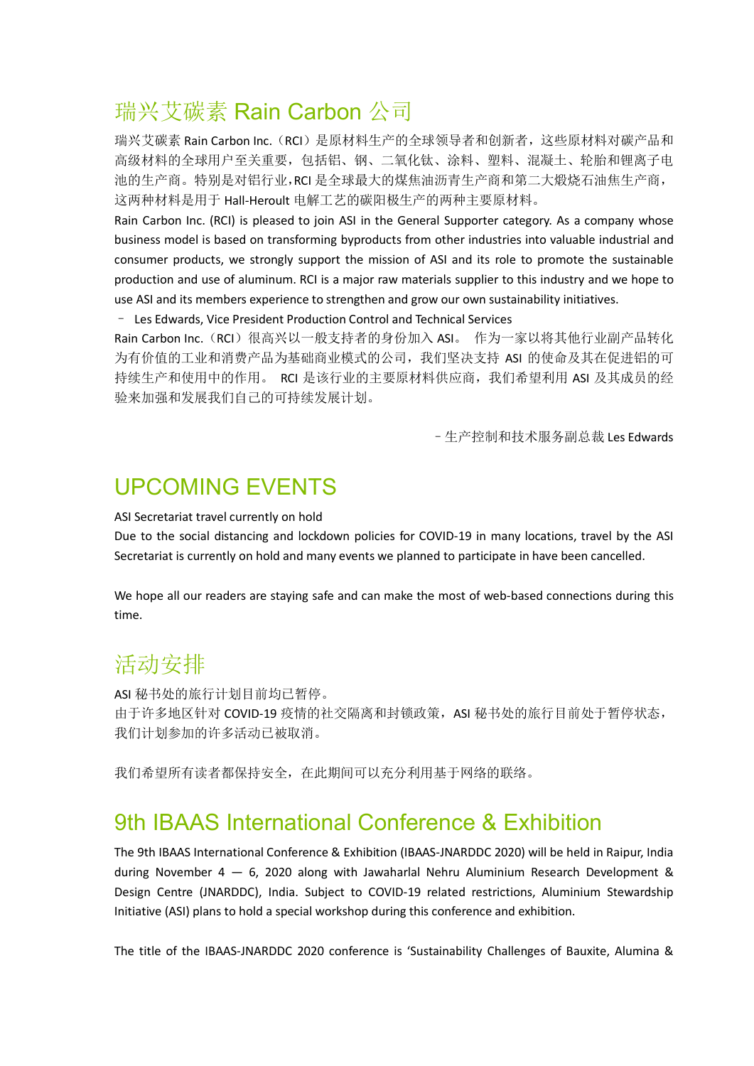## 瑞兴艾碳素 Rain Carbon 公司

瑞兴艾碳素 Rain Carbon Inc.（RCI）是原材料生产的全球领导者和创新者，这些原材料对碳产品和高级材料的全球用户至关重要，包括铝、钢、二氧化钛、涂料、塑料、混凝土、轮胎和锂离子电池的生产商。特别是对铝行业，RCI 是全球最大的煤焦油沥青生产商和第二大煅烧石油焦生产商，这两种材料是用于 Hall-Heroult 电解工艺的碳阳极生产的两种主要原材料。

Rain Carbon Inc. (RCI) is pleased to join ASI in the General Supporter category. As a company whose business model is based on transforming byproducts from other industries into valuable industrial and consumer products, we strongly support the mission of ASI and its role to promote the sustainable production and use of aluminum. RCI is a major raw materials supplier to this industry and we hope to use ASI and its members experience to strengthen and grow our own sustainability initiatives.

– Les Edwards, Vice President Production Control and Technical Services

Rain Carbon Inc.（RCI）很高兴以一般支持者的身份加入 ASI。 作为一家以将其他行业副产品转化为有价值的工业和消费产品为基础商业模式的公司，我们坚决支持 ASI 的使命及其在促进铝的可持续生产和使用中的作用。 RCI 是该行业的主要原材料供应商，我们希望利用 ASI 及其成员的经验来加强和发展我们自己的可持续发展计划。

– 生产控制和技术服务副总裁 Les Edwards

## UPCOMING EVENTS

ASI Secretariat travel currently on hold

Due to the social distancing and lockdown policies for COVID-19 in many locations, travel by the ASI Secretariat is currently on hold and many events we planned to participate in have been cancelled.

We hope all our readers are staying safe and can make the most of web-based connections during this time.

## 活动安排

ASI 秘书处的旅行计划目前均已暂停。

由于许多地区针对 COVID-19 疫情的社交隔离和封锁政策，ASI 秘书处的旅行目前处于暂停状态，我们计划参加的许多活动已被取消。

我们希望所有读者都保持安全，在此期间可以充分利用基于网络的联络。

## 9th IBAAS International Conference & Exhibition

The 9th IBAAS International Conference & Exhibition (IBAAS-JNARDDC 2020) will be held in Raipur, India during November 4 — 6, 2020 along with Jawaharlal Nehru Aluminium Research Development & Design Centre (JNARDDC), India. Subject to COVID-19 related restrictions, Aluminium Stewardship Initiative (ASI) plans to hold a special workshop during this conference and exhibition.

The title of the IBAAS-JNARDDC 2020 conference is 'Sustainability Challenges of Bauxite, Alumina &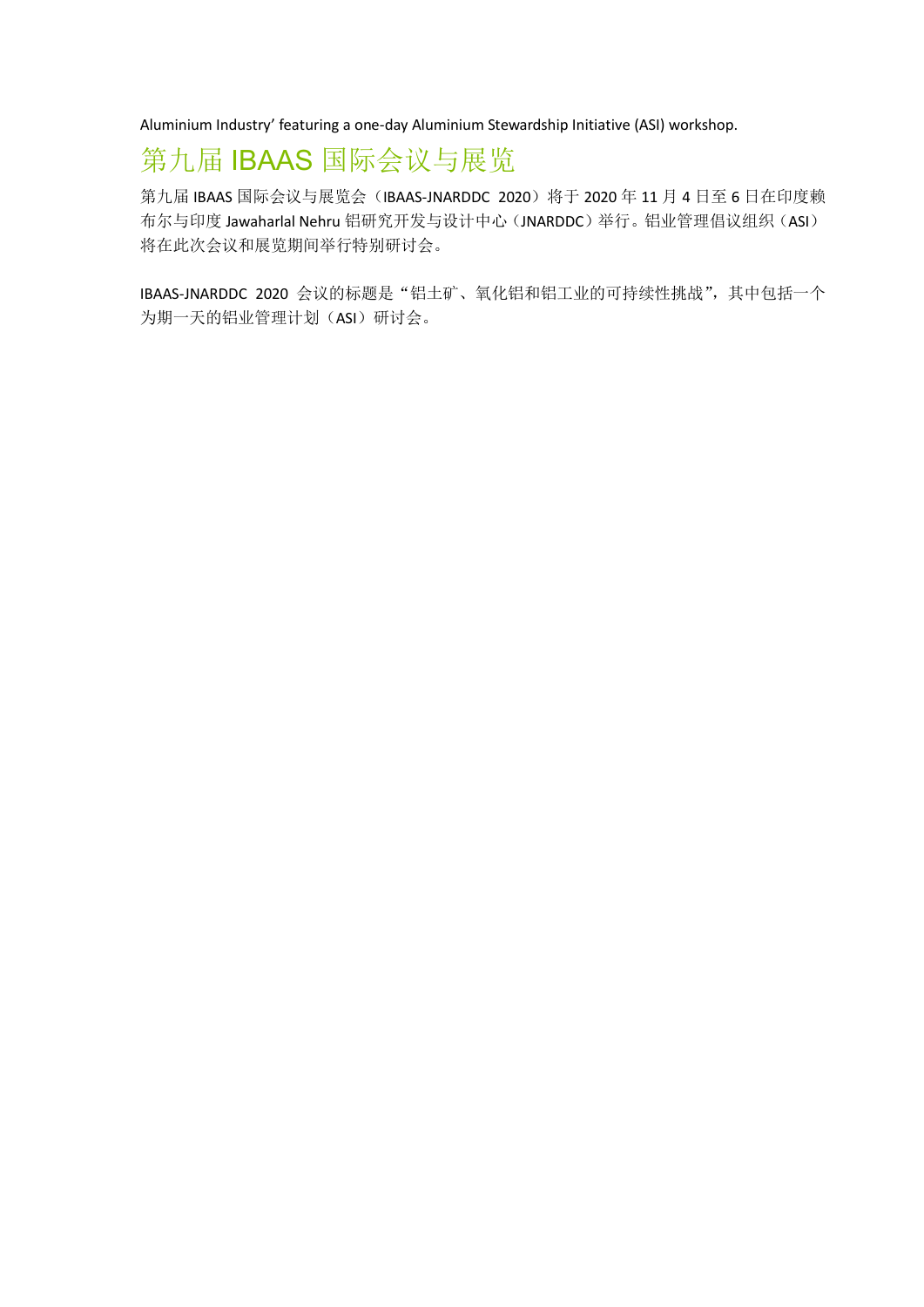Aluminium Industry' featuring a one-day Aluminium Stewardship Initiative (ASI) workshop.

## 第九届 IBAAS 国际会议与展览

第九届 IBAAS 国际会议与展览会（IBAAS-JNARDDC 2020）将于 2020 年 11 月 4 日至 6 日在印度赖布尔与印度 Jawaharlal Nehru 铝研究开发与设计中心（JNARDDC）举行。铝业管理倡议组织（ASI）将在此次会议和展览期间举行特别研讨会。

IBAAS-JNARDDC 2020 会议的标题是"铝土矿、氧化铝和铝工业的可持续性挑战"，其中包括一个为期一天的铝业管理计划（ASI）研讨会。